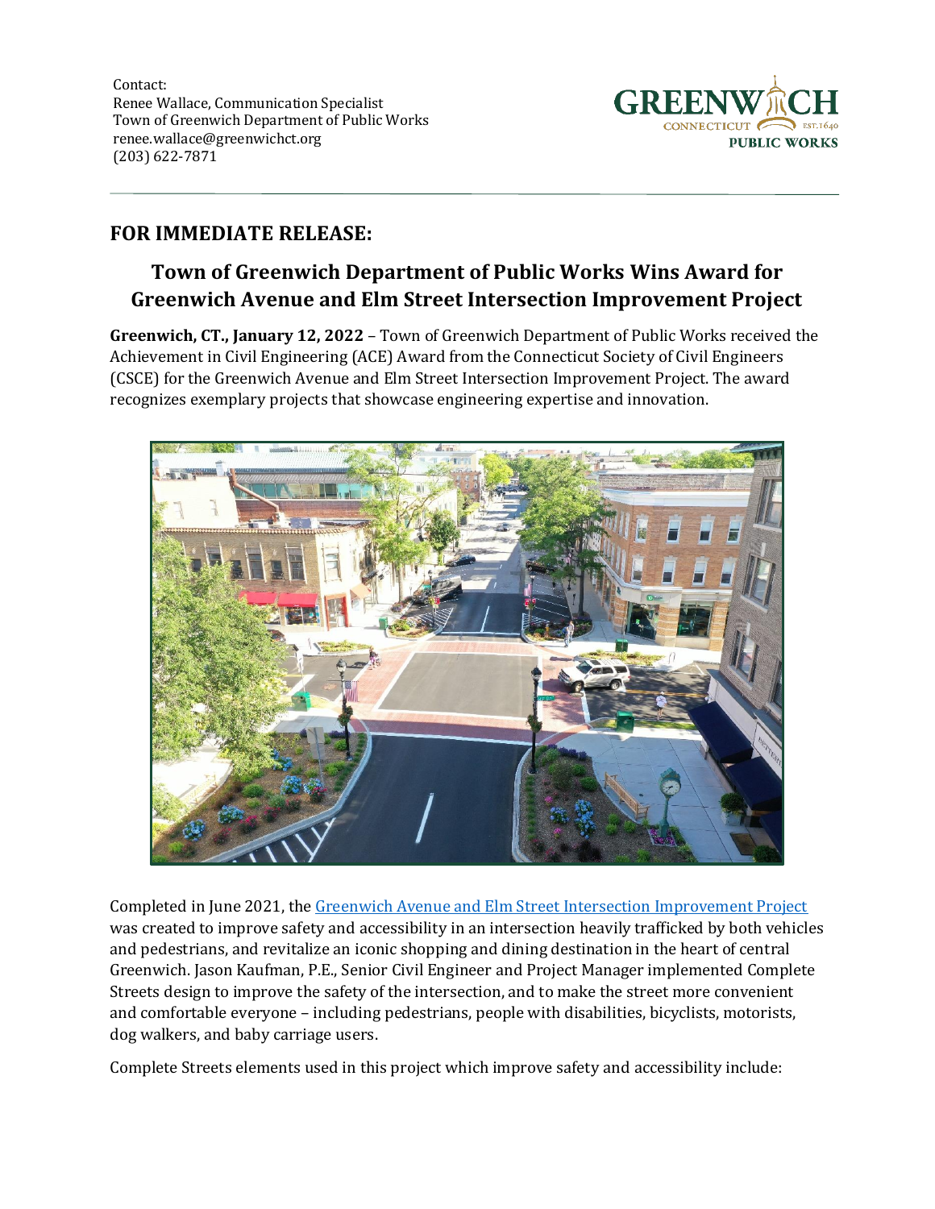Contact:
Renee Wallace, Communication Specialist
Town of Greenwich Department of Public Works
renee.wallace@greenwichct.org
(203) 622-7871

GREENWICH CONNECTICUT EST. 1640 PUBLIC WORKS

## FOR IMMEDIATE RELEASE:

# Town of Greenwich Department of Public Works Wins Award for Greenwich Avenue and Elm Street Intersection Improvement Project

**Greenwich, CT., January 12, 2022** – Town of Greenwich Department of Public Works received the Achievement in Civil Engineering (ACE) Award from the Connecticut Society of Civil Engineers (CSCE) for the Greenwich Avenue and Elm Street Intersection Improvement Project. The award recognizes exemplary projects that showcase engineering expertise and innovation.

Completed in June 2021, the [Greenwich Avenue and Elm Street Intersection Improvement Project] was created to improve safety and accessibility in an intersection heavily trafficked by both vehicles and pedestrians, and revitalize an iconic shopping and dining destination in the heart of central Greenwich. Jason Kaufman, P.E., Senior Civil Engineer and Project Manager implemented Complete Streets design to improve the safety of the intersection, and to make the street more convenient and comfortable everyone – including pedestrians, people with disabilities, bicyclists, motorists, dog walkers, and baby carriage users.

Complete Streets elements used in this project which improve safety and accessibility include: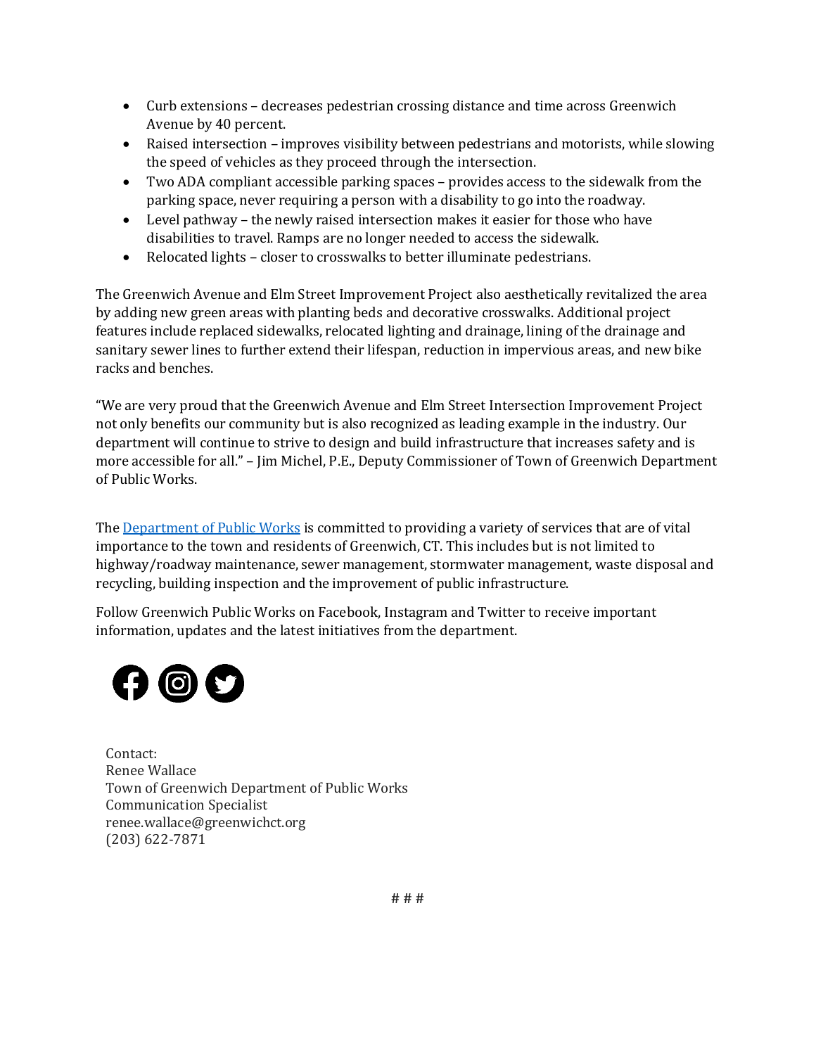- Curb extensions – decreases pedestrian crossing distance and time across Greenwich Avenue by 40 percent.
- Raised intersection – improves visibility between pedestrians and motorists, while slowing the speed of vehicles as they proceed through the intersection.
- Two ADA compliant accessible parking spaces – provides access to the sidewalk from the parking space, never requiring a person with a disability to go into the roadway.
- Level pathway – the newly raised intersection makes it easier for those who have disabilities to travel. Ramps are no longer needed to access the sidewalk.
- Relocated lights – closer to crosswalks to better illuminate pedestrians.

The Greenwich Avenue and Elm Street Improvement Project also aesthetically revitalized the area by adding new green areas with planting beds and decorative crosswalks. Additional project features include replaced sidewalks, relocated lighting and drainage, lining of the drainage and sanitary sewer lines to further extend their lifespan, reduction in impervious areas, and new bike racks and benches.

"We are very proud that the Greenwich Avenue and Elm Street Intersection Improvement Project not only benefits our community but is also recognized as leading example in the industry. Our department will continue to strive to design and build infrastructure that increases safety and is more accessible for all." – Jim Michel, P.E., Deputy Commissioner of Town of Greenwich Department of Public Works.

The [Department of Public Works]() is committed to providing a variety of services that are of vital importance to the town and residents of Greenwich, CT. This includes but is not limited to highway/roadway maintenance, sewer management, stormwater management, waste disposal and recycling, building inspection and the improvement of public infrastructure.

Follow Greenwich Public Works on Facebook, Instagram and Twitter to receive important information, updates and the latest initiatives from the department.

Contact:
Renee Wallace
Town of Greenwich Department of Public Works
Communication Specialist
renee.wallace@greenwichct.org
(203) 622-7871

# # #